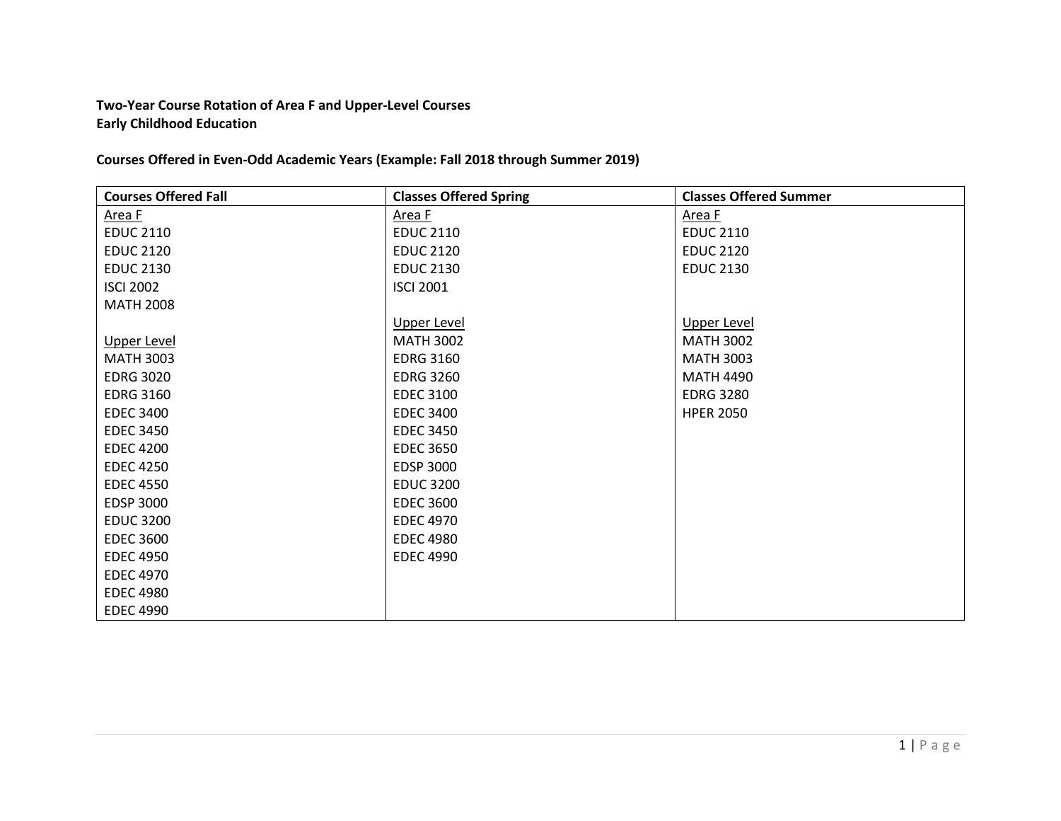**Two-Year Course Rotation of Area F and Upper-Level Courses**
**Early Childhood Education**

**Courses Offered in Even-Odd Academic Years (Example: Fall 2018 through Summer 2019)**

| Courses Offered Fall | Classes Offered Spring | Classes Offered Summer |
|---|---|---|
| Area F | Area F | Area F |
| EDUC 2110 | EDUC 2110 | EDUC 2110 |
| EDUC 2120 | EDUC 2120 | EDUC 2120 |
| EDUC 2130 | EDUC 2130 | EDUC 2130 |
| ISCI 2002 | ISCI 2001 | |
| MATH 2008 | | |
| | Upper Level | Upper Level |
| Upper Level | MATH 3002 | MATH 3002 |
| MATH 3003 | EDRG 3160 | MATH 3003 |
| EDRG 3020 | EDRG 3260 | MATH 4490 |
| EDRG 3160 | EDEC 3100 | EDRG 3280 |
| EDEC 3400 | EDEC 3400 | HPER 2050 |
| EDEC 3450 | EDEC 3450 | |
| EDEC 4200 | EDEC 3650 | |
| EDEC 4250 | EDSP 3000 | |
| EDEC 4550 | EDUC 3200 | |
| EDSP 3000 | EDEC 3600 | |
| EDUC 3200 | EDEC 4970 | |
| EDEC 3600 | EDEC 4980 | |
| EDEC 4950 | EDEC 4990 | |
| EDEC 4970 | | |
| EDEC 4980 | | |
| EDEC 4990 | | |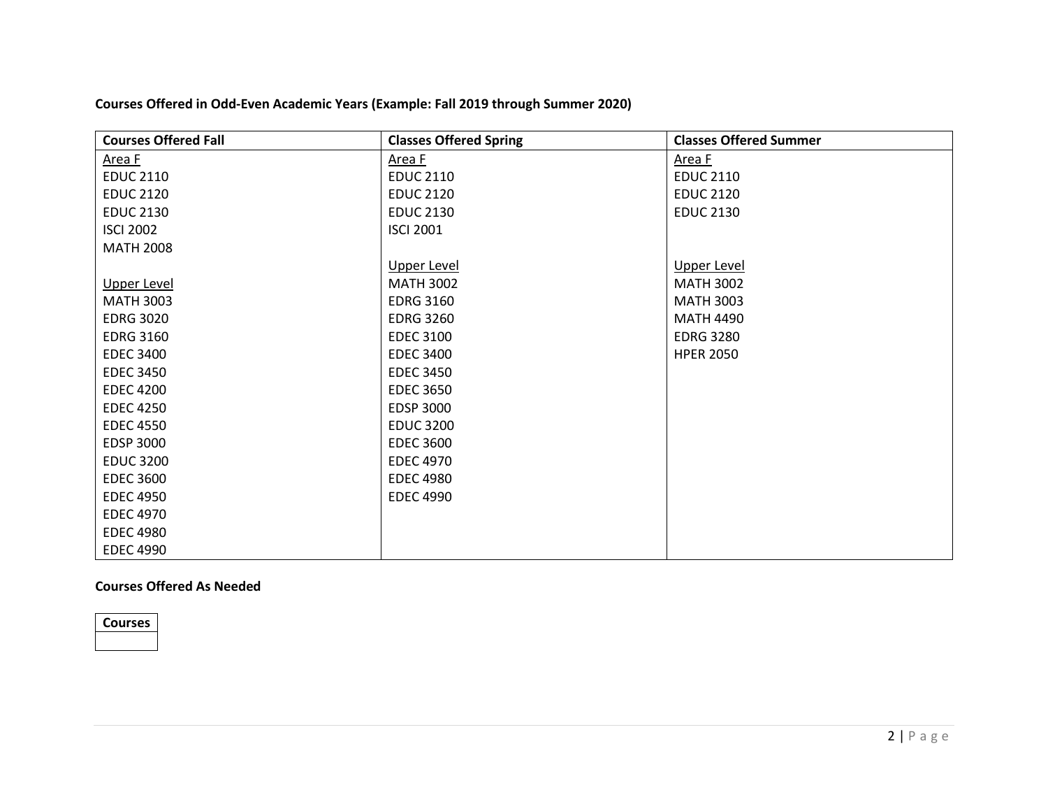**Courses Offered in Odd-Even Academic Years (Example: Fall 2019 through Summer 2020)**

| Courses Offered Fall | Classes Offered Spring | Classes Offered Summer |
|---|---|---|
| Area F | Area F | Area F |
| EDUC 2110 | EDUC 2110 | EDUC 2110 |
| EDUC 2120 | EDUC 2120 | EDUC 2120 |
| EDUC 2130 | EDUC 2130 | EDUC 2130 |
| ISCI 2002 | ISCI 2001 | |
| MATH 2008 | | |
| | Upper Level | Upper Level |
| Upper Level | MATH 3002 | MATH 3002 |
| MATH 3003 | EDRG 3160 | MATH 3003 |
| EDRG 3020 | EDRG 3260 | MATH 4490 |
| EDRG 3160 | EDEC 3100 | EDRG 3280 |
| EDEC 3400 | EDEC 3400 | HPER 2050 |
| EDEC 3450 | EDEC 3450 | |
| EDEC 4200 | EDEC 3650 | |
| EDEC 4250 | EDSP 3000 | |
| EDEC 4550 | EDUC 3200 | |
| EDSP 3000 | EDEC 3600 | |
| EDUC 3200 | EDEC 4970 | |
| EDEC 3600 | EDEC 4980 | |
| EDEC 4950 | EDEC 4990 | |
| EDEC 4970 | | |
| EDEC 4980 | | |
| EDEC 4990 | | |

**Courses Offered As Needed**

| Courses |
|---|
| |